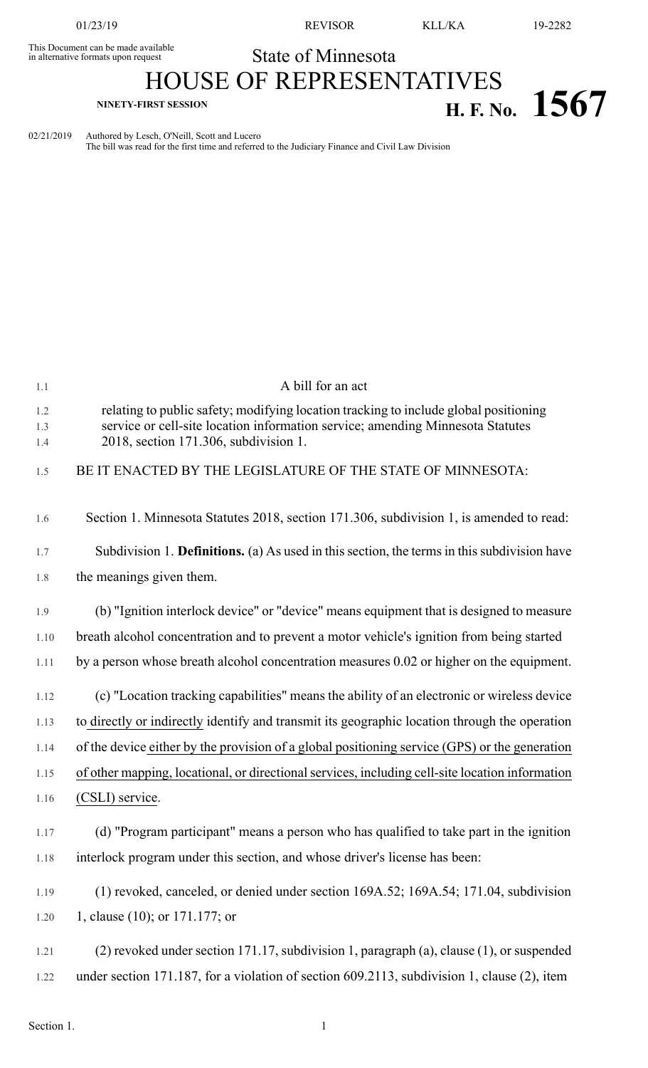This Document can be made available in alternative formats upon request

State of Minnesota

# HOUSE OF REPRESENTATIVES

**NINETY-FIRST SESSION**

**H. F. No. 1567**

02/21/2019 Authored by Lesch, O'Neill, Scott and Lucero
The bill was read for the first time and referred to the Judiciary Finance and Civil Law Division

A bill for an act

relating to public safety; modifying location tracking to include global positioning service or cell-site location information service; amending Minnesota Statutes 2018, section 171.306, subdivision 1.

BE IT ENACTED BY THE LEGISLATURE OF THE STATE OF MINNESOTA:

Section 1. Minnesota Statutes 2018, section 171.306, subdivision 1, is amended to read:

Subdivision 1. **Definitions.** (a) As used in this section, the terms in this subdivision have the meanings given them.

(b) "Ignition interlock device" or "device" means equipment that is designed to measure breath alcohol concentration and to prevent a motor vehicle's ignition from being started by a person whose breath alcohol concentration measures 0.02 or higher on the equipment.

(c) "Location tracking capabilities" means the ability of an electronic or wireless device to directly or indirectly identify and transmit its geographic location through the operation of the device either by the provision of a global positioning service (GPS) or the generation of other mapping, locational, or directional services, including cell-site location information (CSLI) service.

(d) "Program participant" means a person who has qualified to take part in the ignition interlock program under this section, and whose driver's license has been:

(1) revoked, canceled, or denied under section 169A.52; 169A.54; 171.04, subdivision 1, clause (10); or 171.177; or

(2) revoked under section 171.17, subdivision 1, paragraph (a), clause (1), or suspended under section 171.187, for a violation of section 609.2113, subdivision 1, clause (2), item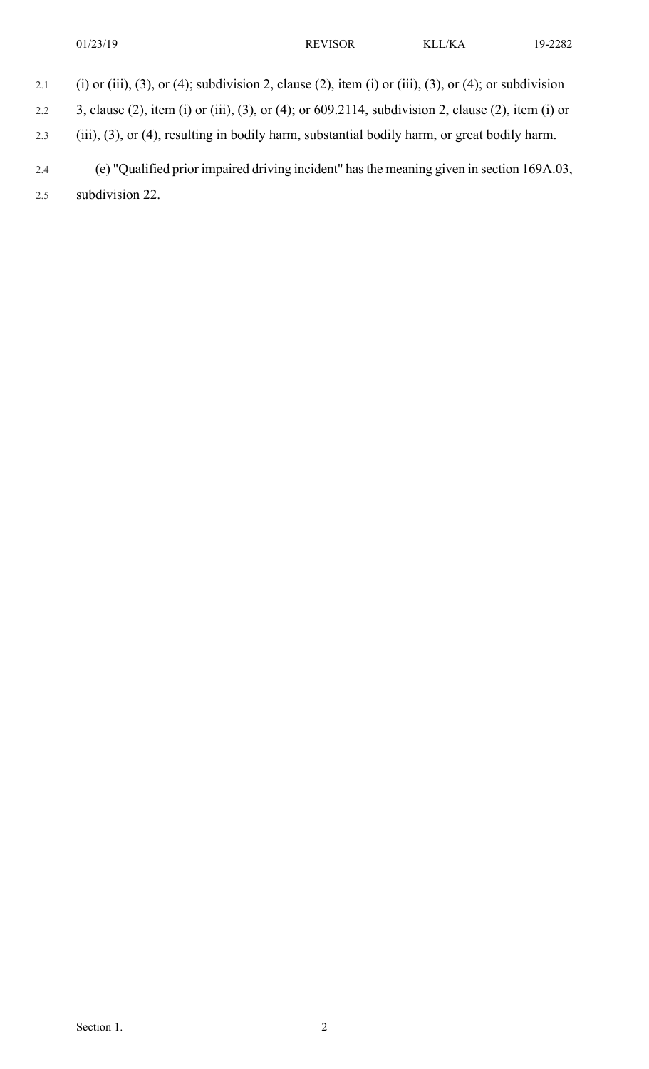(i) or (iii), (3), or (4); subdivision 2, clause (2), item (i) or (iii), (3), or (4); or subdivision 3, clause (2), item (i) or (iii), (3), or (4); or 609.2114, subdivision 2, clause (2), item (i) or (iii), (3), or (4), resulting in bodily harm, substantial bodily harm, or great bodily harm.

(e) "Qualified prior impaired driving incident" has the meaning given in section 169A.03, subdivision 22.